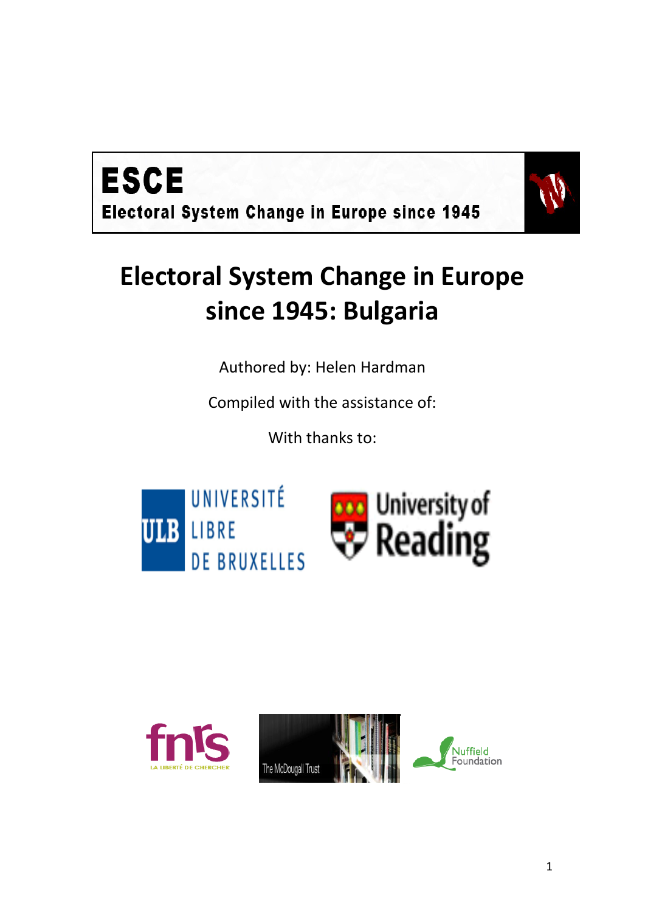**ESCE**

**Electoral System Change in Europe since 1945**

# Electoral System Change in Europe since 1945: Bulgaria

Authored by: Helen Hardman

Compiled with the assistance of:

With thanks to:

UNIVERSITÉ LIBRE DE BRUXELLES

University of Reading

fnrs LA LIBERTÉ DE CHERCHER

The McDougall Trust

Nuffield Foundation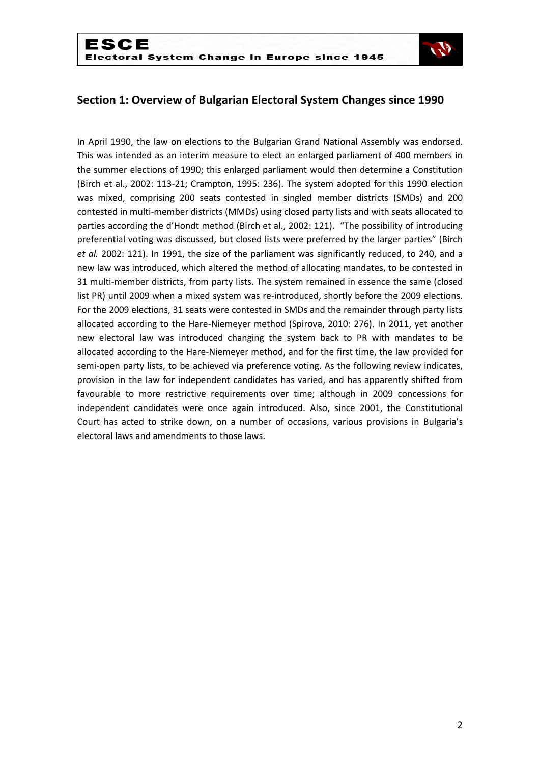## Section 1: Overview of Bulgarian Electoral System Changes since 1990

In April 1990, the law on elections to the Bulgarian Grand National Assembly was endorsed. This was intended as an interim measure to elect an enlarged parliament of 400 members in the summer elections of 1990; this enlarged parliament would then determine a Constitution (Birch et al., 2002: 113-21; Crampton, 1995: 236). The system adopted for this 1990 election was mixed, comprising 200 seats contested in singled member districts (SMDs) and 200 contested in multi-member districts (MMDs) using closed party lists and with seats allocated to parties according the d'Hondt method (Birch et al., 2002: 121). "The possibility of introducing preferential voting was discussed, but closed lists were preferred by the larger parties" (Birch *et al.* 2002: 121). In 1991, the size of the parliament was significantly reduced, to 240, and a new law was introduced, which altered the method of allocating mandates, to be contested in 31 multi-member districts, from party lists. The system remained in essence the same (closed list PR) until 2009 when a mixed system was re-introduced, shortly before the 2009 elections. For the 2009 elections, 31 seats were contested in SMDs and the remainder through party lists allocated according to the Hare-Niemeyer method (Spirova, 2010: 276). In 2011, yet another new electoral law was introduced changing the system back to PR with mandates to be allocated according to the Hare-Niemeyer method, and for the first time, the law provided for semi-open party lists, to be achieved via preference voting. As the following review indicates, provision in the law for independent candidates has varied, and has apparently shifted from favourable to more restrictive requirements over time; although in 2009 concessions for independent candidates were once again introduced. Also, since 2001, the Constitutional Court has acted to strike down, on a number of occasions, various provisions in Bulgaria's electoral laws and amendments to those laws.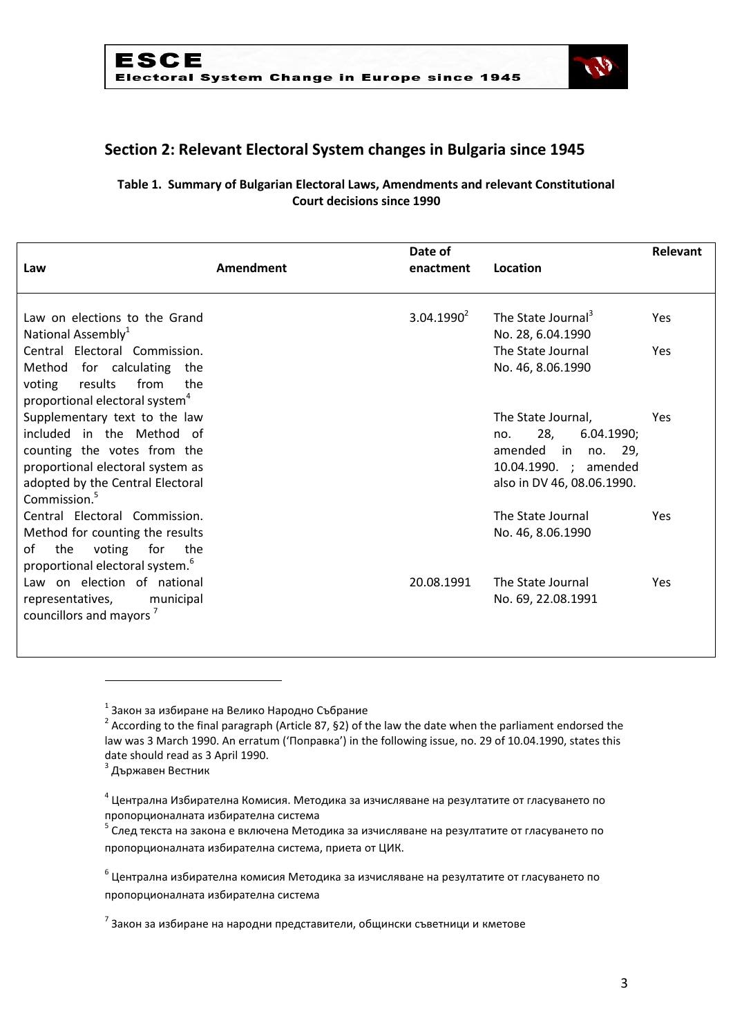## Section 2: Relevant Electoral System changes in Bulgaria since 1945

**Table 1. Summary of Bulgarian Electoral Laws, Amendments and relevant Constitutional Court decisions since 1990**

| Law | Amendment | Date of enactment | Location | Relevant |
|---|---|---|---|---|
| Law on elections to the Grand National Assembly[1] | | 3.04.1990[2] | The State Journal[3] No. 28, 6.04.1990 | Yes |
| Central Electoral Commission. Method for calculating the voting results from the proportional electoral system[4] | | | The State Journal No. 46, 8.06.1990 | Yes |
| Supplementary text to the law included in the Method of counting the votes from the proportional electoral system as adopted by the Central Electoral Commission.[5] | | | The State Journal, no. 28, 6.04.1990; amended in no. 29, 10.04.1990. ; amended also in DV 46, 08.06.1990. | Yes |
| Central Electoral Commission. Method for counting the results of the voting for the proportional electoral system.[6] | | | The State Journal No. 46, 8.06.1990 | Yes |
| Law on election of national representatives, municipal councillors and mayors [7] | | 20.08.1991 | The State Journal No. 69, 22.08.1991 | Yes |

[1] Закон за избиране на Велико Народно Събрание

[2] According to the final paragraph (Article 87, §2) of the law the date when the parliament endorsed the law was 3 March 1990. An erratum ('Поправка') in the following issue, no. 29 of 10.04.1990, states this date should read as 3 April 1990.

[3] Държавен Вестник

[4] Централна Избирателна Комисия. Методика за изчисляване на резултатите от гласуването по пропорционалната избирателна система

[5] След текста на закона е включена Методика за изчисляване на резултатите от гласуването по пропорционалната избирателна система, приета от ЦИК.

[6] Централна избирателна комисия Методика за изчисляване на резултатите от гласуването по пропорционалната избирателна система

[7] Закон за избиране на народни представители, общински съветници и кметове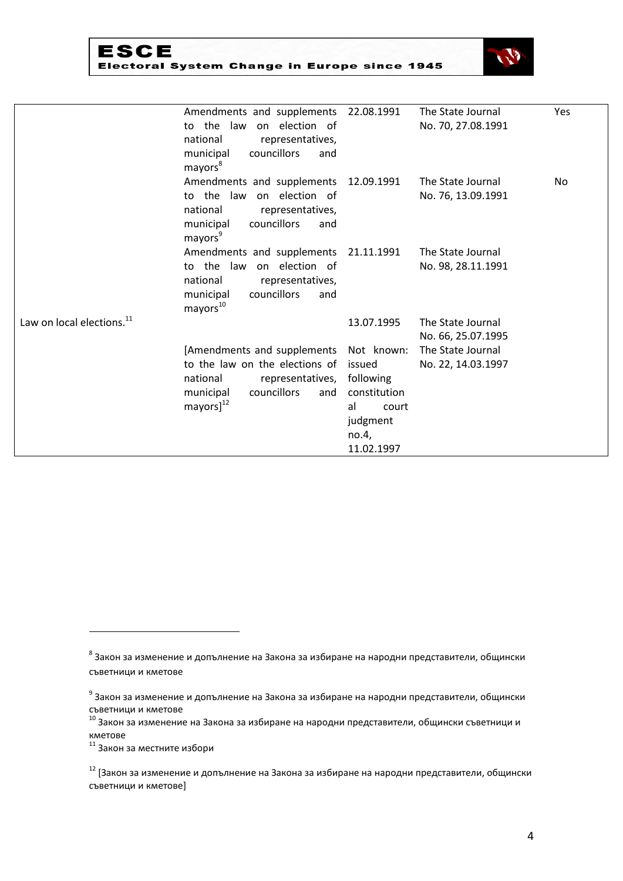| | | | | |
|---|---|---|---|---|
| | Amendments and supplements to the law on election of national representatives, municipal councillors and mayors[8] | 22.08.1991 | The State Journal No. 70, 27.08.1991 | Yes |
| | Amendments and supplements to the law on election of national representatives, municipal councillors and mayors[9] | 12.09.1991 | The State Journal No. 76, 13.09.1991 | No |
| | Amendments and supplements to the law on election of national representatives, municipal councillors and mayors[10] | 21.11.1991 | The State Journal No. 98, 28.11.1991 | |
| Law on local elections.[11] | | 13.07.1995 | The State Journal No. 66, 25.07.1995 | |
| | [Amendments and supplements to the law on the elections of national representatives, municipal councillors and mayors][12] | Not known: issued following constitutional court judgment no.4, 11.02.1997 | The State Journal No. 22, 14.03.1997 | |

---

[8] Закон за изменение и допълнение на Закона за избиране на народни представители, общински съветници и кметове

[9] Закон за изменение и допълнение на Закона за избиране на народни представители, общински съветници и кметове

[10] Закон за изменение на Закона за избиране на народни представители, общински съветници и кметове

[11] Закон за местните избори

[12] [Закон за изменение и допълнение на Закона за избиране на народни представители, общински съветници и кметове]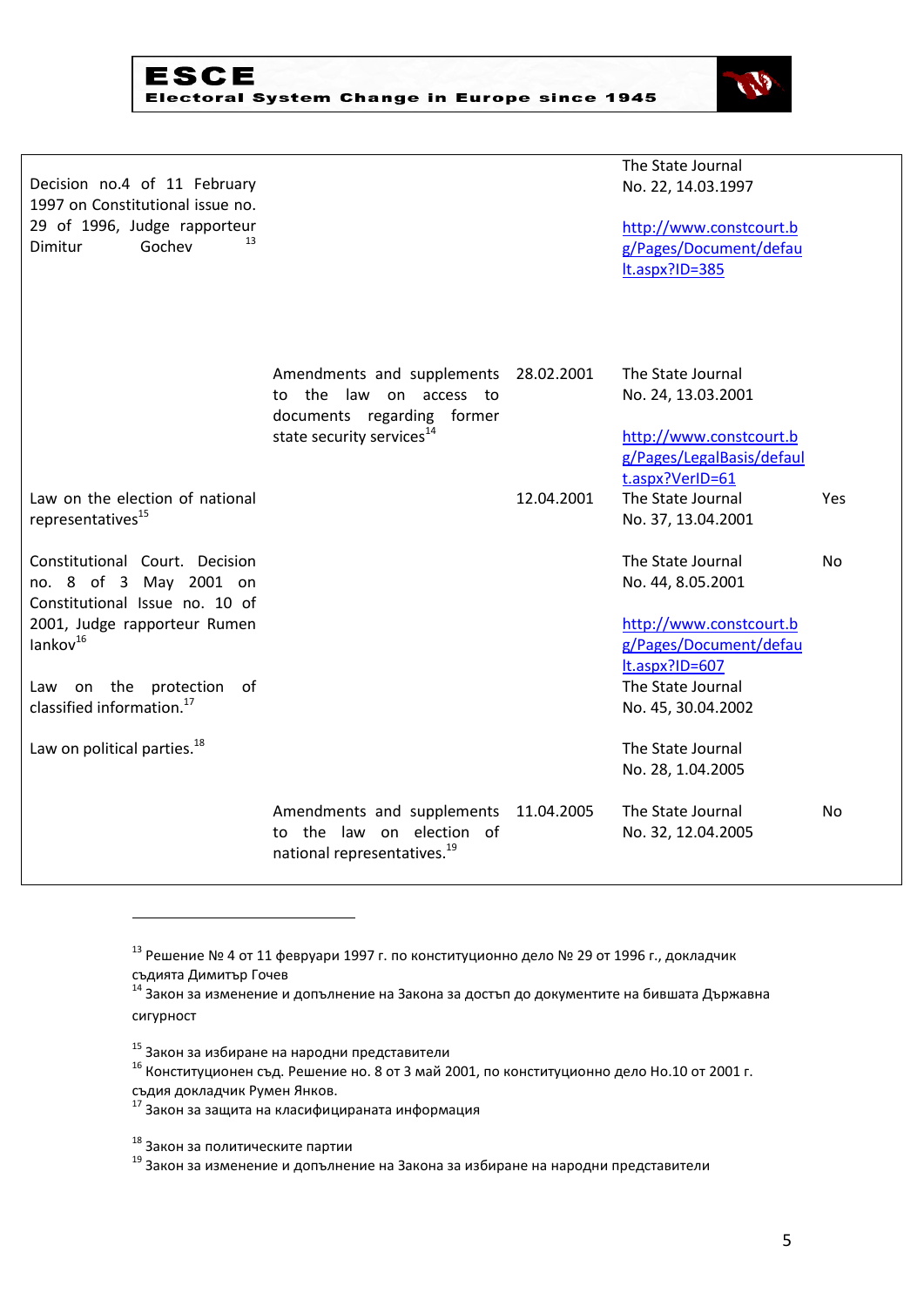| | | | | |
|---|---|---|---|---|
| Decision no.4 of 11 February 1997 on Constitutional issue no. 29 of 1996, Judge rapporteur Dimitur Gochev[13] | | | The State Journal No. 22, 14.03.1997 http://www.constcourt.bg/Pages/Document/default.aspx?ID=385 | |
| | Amendments and supplements to the law on access to documents regarding former state security services[14] | 28.02.2001 | The State Journal No. 24, 13.03.2001 http://www.constcourt.bg/Pages/LegalBasis/default.aspx?VerID=61 | |
| Law on the election of national representatives[15] | | 12.04.2001 | The State Journal No. 37, 13.04.2001 | Yes |
| Constitutional Court. Decision no. 8 of 3 May 2001 on Constitutional Issue no. 10 of 2001, Judge rapporteur Rumen Iankov[16] | | | The State Journal No. 44, 8.05.2001 http://www.constcourt.bg/Pages/Document/default.aspx?ID=607 | No |
| Law on the protection of classified information.[17] | | | The State Journal No. 45, 30.04.2002 | |
| Law on political parties.[18] | | | The State Journal No. 28, 1.04.2005 | |
| | Amendments and supplements to the law on election of national representatives.[19] | 11.04.2005 | The State Journal No. 32, 12.04.2005 | No |

[13] Решение № 4 от 11 февруари 1997 г. по конституционно дело № 29 от 1996 г., докладчик съдията Димитър Гочев

[14] Закон за изменение и допълнение на Закона за достъп до документите на бившата Държавна сигурност

[15] Закон за избиране на народни представители

[16] Конституционен съд. Решение но. 8 от 3 май 2001, по конституционно дело Но.10 от 2001 г. съдия докладчик Румен Янков.

[17] Закон за защита на класифицираната информация

[18] Закон за политическите партии

[19] Закон за изменение и допълнение на Закона за избиране на народни представители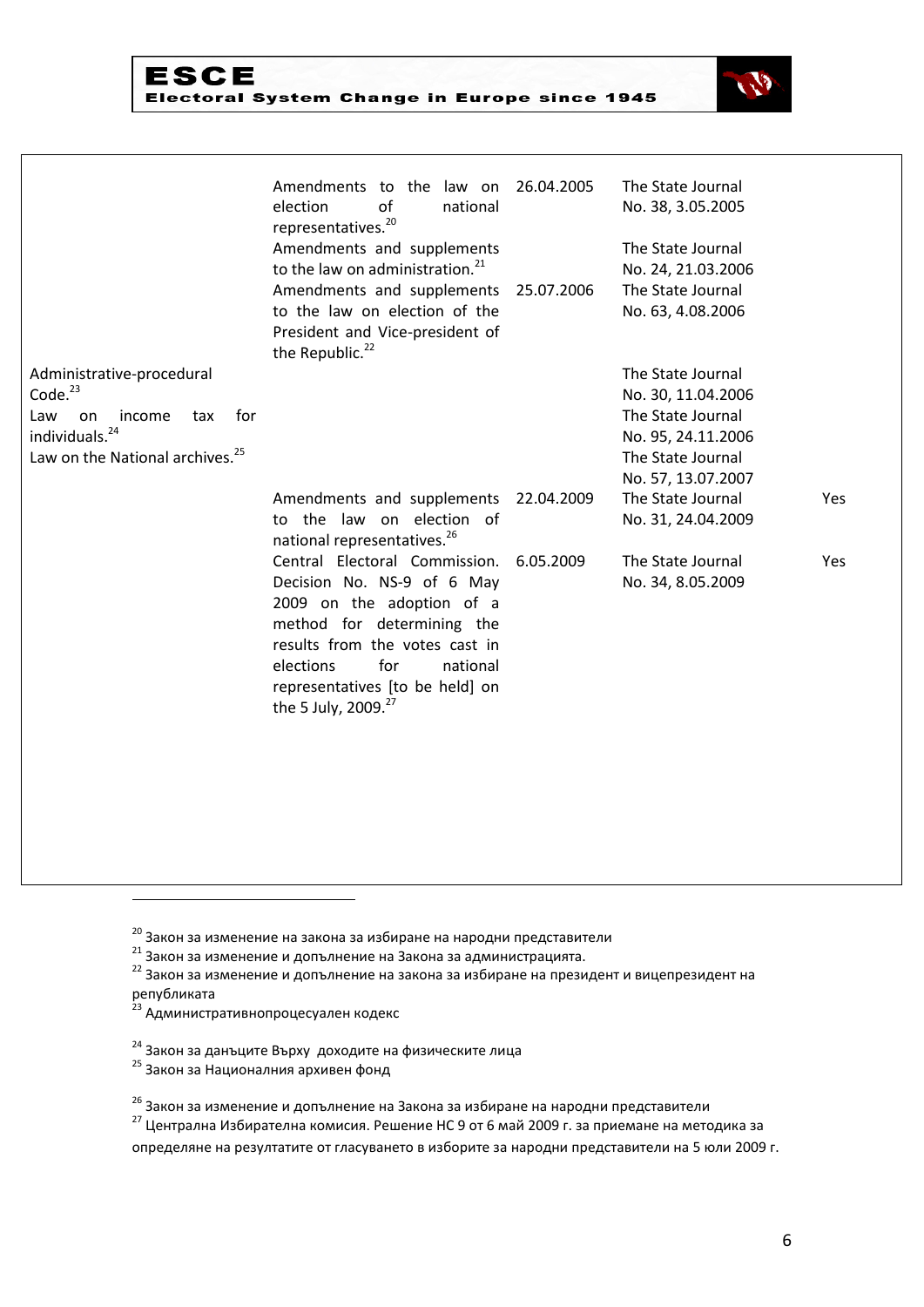| | | | | |
|---|---|---|---|---|
| | Amendments to the law on election of national representatives.[20] | 26.04.2005 | The State Journal No. 38, 3.05.2005 | |
| | Amendments and supplements to the law on administration.[21] | | The State Journal No. 24, 21.03.2006 | |
| | Amendments and supplements to the law on election of the President and Vice-president of the Republic.[22] | 25.07.2006 | The State Journal No. 63, 4.08.2006 | |
| Administrative-procedural Code.[23] | | | The State Journal No. 30, 11.04.2006 | |
| Law on income tax for individuals.[24] | | | The State Journal No. 95, 24.11.2006 | |
| Law on the National archives.[25] | | | The State Journal No. 57, 13.07.2007 | |
| | Amendments and supplements to the law on election of national representatives.[26] | 22.04.2009 | The State Journal No. 31, 24.04.2009 | Yes |
| | Central Electoral Commission. Decision No. NS-9 of 6 May 2009 on the adoption of a method for determining the results from the votes cast in elections for national representatives [to be held] on the 5 July, 2009.[27] | 6.05.2009 | The State Journal No. 34, 8.05.2009 | Yes |

---

[20] Закон за изменение на закона за избиране на народни представители

[21] Закон за изменение и допълнение на Закона за администрацията.

[22] Закон за изменение и допълнение на закона за избиране на президент и вицепрезидент на републиката

[23] Административнопроцесуален кодекс

[24] Закон за данъците Върху доходите на физическите лица

[25] Закон за Националния архивен фонд

[26] Закон за изменение и допълнение на Закона за избиране на народни представители

[27] Централна Избирателна комисия. Решение НС 9 от 6 май 2009 г. за приемане на методика за определяне на резултатите от гласуването в изборите за народни представители на 5 юли 2009 г.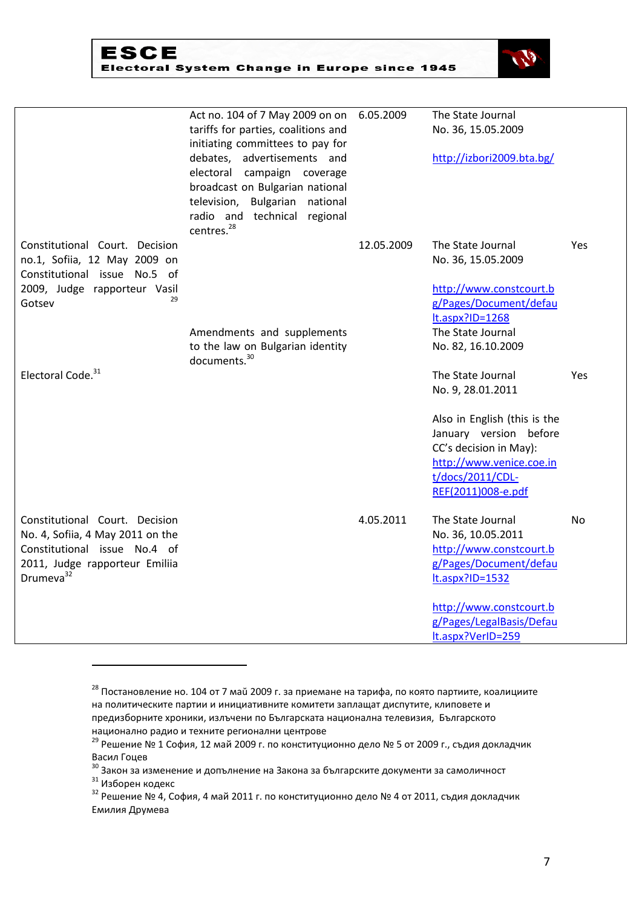| | | | | |
|---|---|---|---|---|
| | Act no. 104 of 7 May 2009 on on tariffs for parties, coalitions and initiating committees to pay for debates, advertisements and electoral campaign coverage broadcast on Bulgarian national television, Bulgarian national radio and technical regional centres.[28] | 6.05.2009 | The State Journal No. 36, 15.05.2009<br><br>http://izbori2009.bta.bg/ | |
| Constitutional Court. Decision no.1, Sofiia, 12 May 2009 on Constitutional issue No.5 of 2009, Judge rapporteur Vasil Gotsev[29] | | 12.05.2009 | The State Journal No. 36, 15.05.2009<br><br>http://www.constcourt.bg/Pages/Document/default.aspx?ID=1268 | Yes |
| | Amendments and supplements to the law on Bulgarian identity documents.[30] | | The State Journal No. 82, 16.10.2009 | |
| Electoral Code.[31] | | | The State Journal No. 9, 28.01.2011<br><br>Also in English (this is the January version before CC's decision in May): http://www.venice.coe.int/docs/2011/CDL-REF(2011)008-e.pdf | Yes |
| Constitutional Court. Decision No. 4, Sofiia, 4 May 2011 on the Constitutional issue No.4 of 2011, Judge rapporteur Emiliia Drumeva[32] | | 4.05.2011 | The State Journal No. 36, 10.05.2011<br>http://www.constcourt.bg/Pages/Document/default.aspx?ID=1532<br><br>http://www.constcourt.bg/Pages/LegalBasis/Default.aspx?VerID=259 | No |

[28] Постановление но. 104 от 7 май 2009 г. за приемане на тарифа, по която партиите, коалициите на политическите партии и инициативните комитети заплащат диспутите, клиповете и предизборните хроники, излъчени по Българската национална телевизия, Българското национално радио и техните регионални центрове

[29] Решение № 1 София, 12 май 2009 г. по конституционно дело № 5 от 2009 г., съдия докладчик Васил Гоцев

[30] Закон за изменение и допълнение на Закона за българските документи за самоличност

[31] Изборен кодекс

[32] Решение № 4, София, 4 май 2011 г. по конституционно дело № 4 от 2011, съдия докладчик Емилия Друмева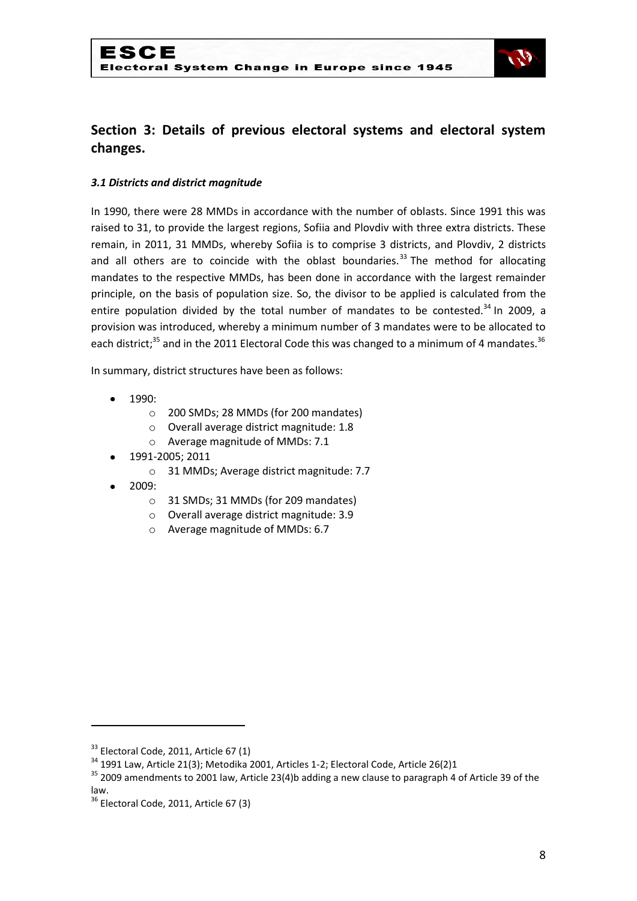## Section 3: Details of previous electoral systems and electoral system changes.

### *3.1 Districts and district magnitude*

In 1990, there were 28 MMDs in accordance with the number of oblasts. Since 1991 this was raised to 31, to provide the largest regions, Sofiia and Plovdiv with three extra districts. These remain, in 2011, 31 MMDs, whereby Sofiia is to comprise 3 districts, and Plovdiv, 2 districts and all others are to coincide with the oblast boundaries.[33] The method for allocating mandates to the respective MMDs, has been done in accordance with the largest remainder principle, on the basis of population size. So, the divisor to be applied is calculated from the entire population divided by the total number of mandates to be contested.[34] In 2009, a provision was introduced, whereby a minimum number of 3 mandates were to be allocated to each district;[35] and in the 2011 Electoral Code this was changed to a minimum of 4 mandates.[36]

In summary, district structures have been as follows:

- 1990:
  - 200 SMDs; 28 MMDs (for 200 mandates)
  - Overall average district magnitude: 1.8
  - Average magnitude of MMDs: 7.1
- 1991-2005; 2011
  - 31 MMDs; Average district magnitude: 7.7
- 2009:
  - 31 SMDs; 31 MMDs (for 209 mandates)
  - Overall average district magnitude: 3.9
  - Average magnitude of MMDs: 6.7

---

[33] Electoral Code, 2011, Article 67 (1)

[34] 1991 Law, Article 21(3); Metodika 2001, Articles 1-2; Electoral Code, Article 26(2)1

[35] 2009 amendments to 2001 law, Article 23(4)b adding a new clause to paragraph 4 of Article 39 of the law.

[36] Electoral Code, 2011, Article 67 (3)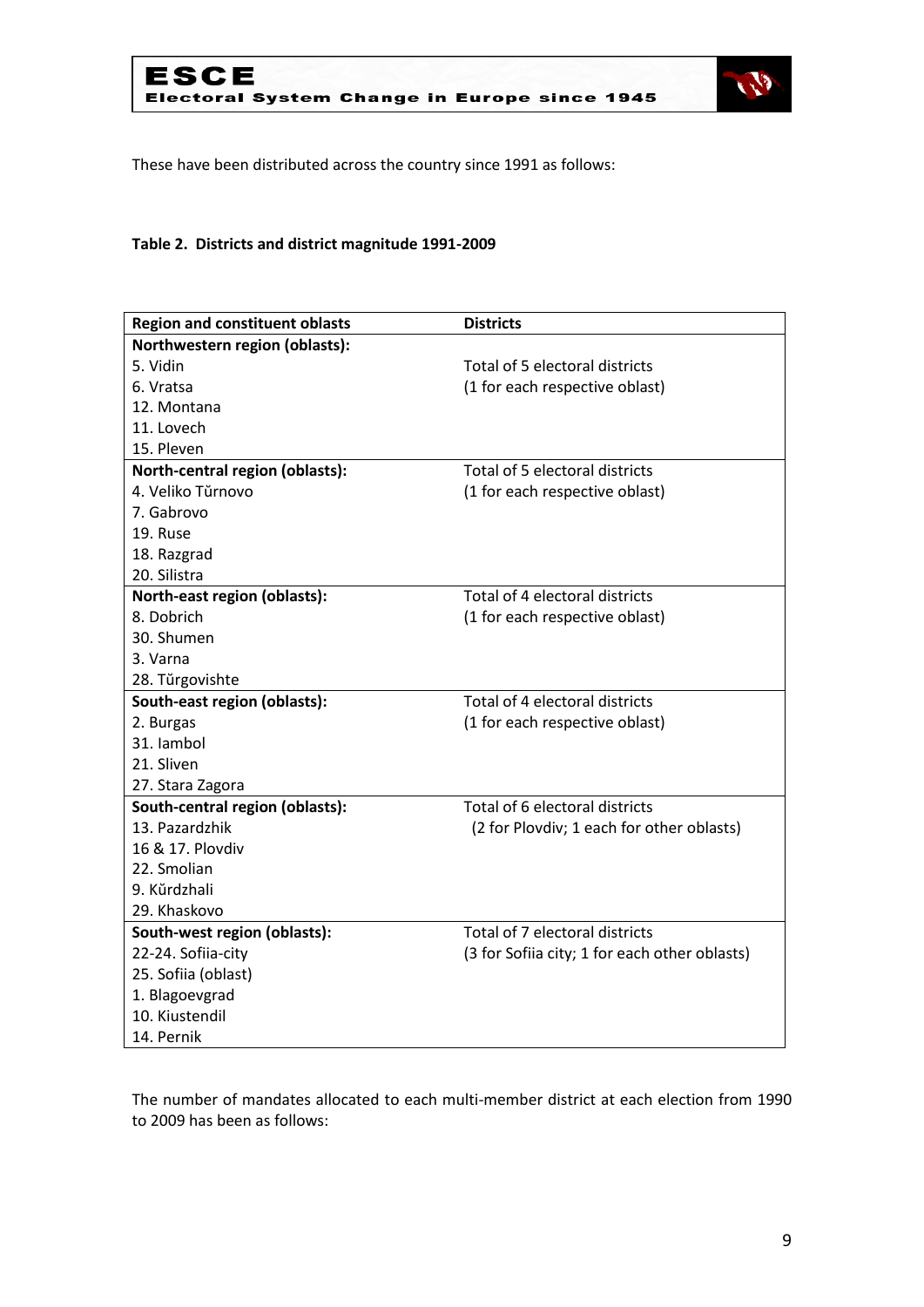These have been distributed across the country since 1991 as follows:

**Table 2. Districts and district magnitude 1991-2009**

| Region and constituent oblasts | Districts |
|---|---|
| **Northwestern region (oblasts):** | |
| 5. Vidin | Total of 5 electoral districts |
| 6. Vratsa | (1 for each respective oblast) |
| 12. Montana | |
| 11. Lovech | |
| 15. Pleven | |
| **North-central region (oblasts):** | Total of 5 electoral districts |
| 4. Veliko Tŭrnovo | (1 for each respective oblast) |
| 7. Gabrovo | |
| 19. Ruse | |
| 18. Razgrad | |
| 20. Silistra | |
| **North-east region (oblasts):** | Total of 4 electoral districts |
| 8. Dobrich | (1 for each respective oblast) |
| 30. Shumen | |
| 3. Varna | |
| 28. Tŭrgovishte | |
| **South-east region (oblasts):** | Total of 4 electoral districts |
| 2. Burgas | (1 for each respective oblast) |
| 31. Iambol | |
| 21. Sliven | |
| 27. Stara Zagora | |
| **South-central region (oblasts):** | Total of 6 electoral districts |
| 13. Pazardzhik | (2 for Plovdiv; 1 each for other oblasts) |
| 16 & 17. Plovdiv | |
| 22. Smolian | |
| 9. Kŭrdzhali | |
| 29. Khaskovo | |
| **South-west region (oblasts):** | Total of 7 electoral districts |
| 22-24. Sofiia-city | (3 for Sofiia city; 1 for each other oblasts) |
| 25. Sofiia (oblast) | |
| 1. Blagoevgrad | |
| 10. Kiustendil | |
| 14. Pernik | |

The number of mandates allocated to each multi-member district at each election from 1990 to 2009 has been as follows: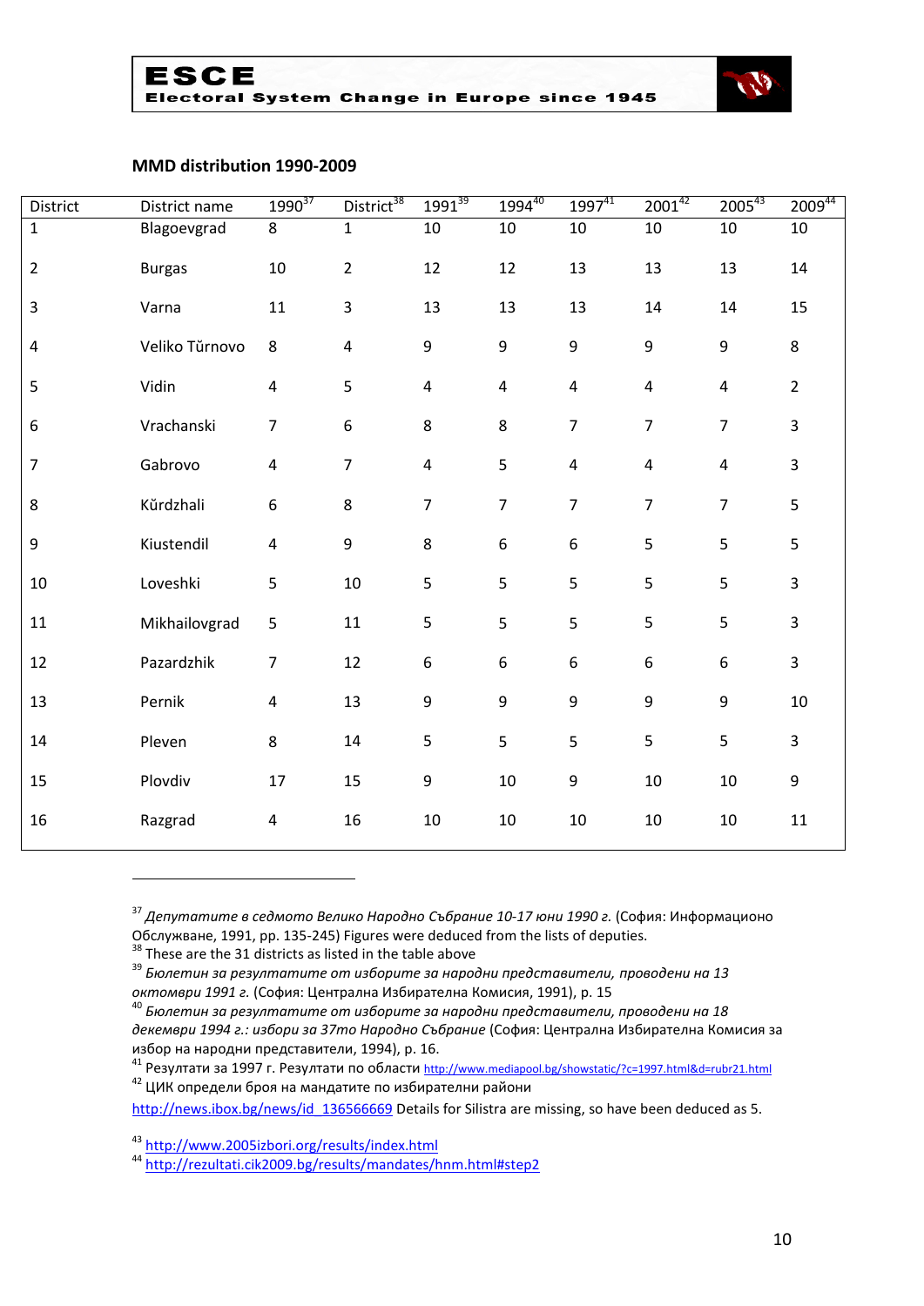**MMD distribution 1990-2009**

| District | District name | 1990[37] | District[38] | 1991[39] | 1994[40] | 1997[41] | 2001[42] | 2005[43] | 2009[44] |
|---|---|---|---|---|---|---|---|---|---|
| 1 | Blagoevgrad | 8 | 1 | 10 | 10 | 10 | 10 | 10 | 10 |
| 2 | Burgas | 10 | 2 | 12 | 12 | 13 | 13 | 13 | 14 |
| 3 | Varna | 11 | 3 | 13 | 13 | 13 | 14 | 14 | 15 |
| 4 | Veliko Tŭrnovo | 8 | 4 | 9 | 9 | 9 | 9 | 9 | 8 |
| 5 | Vidin | 4 | 5 | 4 | 4 | 4 | 4 | 4 | 2 |
| 6 | Vrachanski | 7 | 6 | 8 | 8 | 7 | 7 | 7 | 3 |
| 7 | Gabrovo | 4 | 7 | 4 | 5 | 4 | 4 | 4 | 3 |
| 8 | Kŭrdzhali | 6 | 8 | 7 | 7 | 7 | 7 | 7 | 5 |
| 9 | Kiustendil | 4 | 9 | 8 | 6 | 6 | 5 | 5 | 5 |
| 10 | Loveshki | 5 | 10 | 5 | 5 | 5 | 5 | 5 | 3 |
| 11 | Mikhailovgrad | 5 | 11 | 5 | 5 | 5 | 5 | 5 | 3 |
| 12 | Pazardzhik | 7 | 12 | 6 | 6 | 6 | 6 | 6 | 3 |
| 13 | Pernik | 4 | 13 | 9 | 9 | 9 | 9 | 9 | 10 |
| 14 | Pleven | 8 | 14 | 5 | 5 | 5 | 5 | 5 | 3 |
| 15 | Plovdiv | 17 | 15 | 9 | 10 | 9 | 10 | 10 | 9 |
| 16 | Razgrad | 4 | 16 | 10 | 10 | 10 | 10 | 10 | 11 |

---

[37] *Депутатите в седмото Велико Народно Събрание 10-17 юни 1990 г.* (София: Информационо Обслужване, 1991, pp. 135-245) Figures were deduced from the lists of deputies.

[38] These are the 31 districts as listed in the table above

[39] *Бюлетин за резултатите от изборите за народни представители, проводени на 13 октомври 1991 г.* (София: Централна Избирателна Комисия, 1991), p. 15

[40] *Бюлетин за резултатите от изборите за народни представители, проводени на 18 декември 1994 г.: избори за 37то Народно Събрание* (София: Централна Избирателна Комисия за избор на народни представители, 1994), p. 16.

[41] Резултати за 1997 г. Резултати по области http://www.mediapool.bg/showstatic/?c=1997.html&d=rubr21.html

[42] ЦИК определи броя на мандатите по избирателни райони http://news.ibox.bg/news/id_136566669 Details for Silistra are missing, so have been deduced as 5.

[43] http://www.2005izbori.org/results/index.html

[44] http://rezultati.cik2009.bg/results/mandates/hnm.html#step2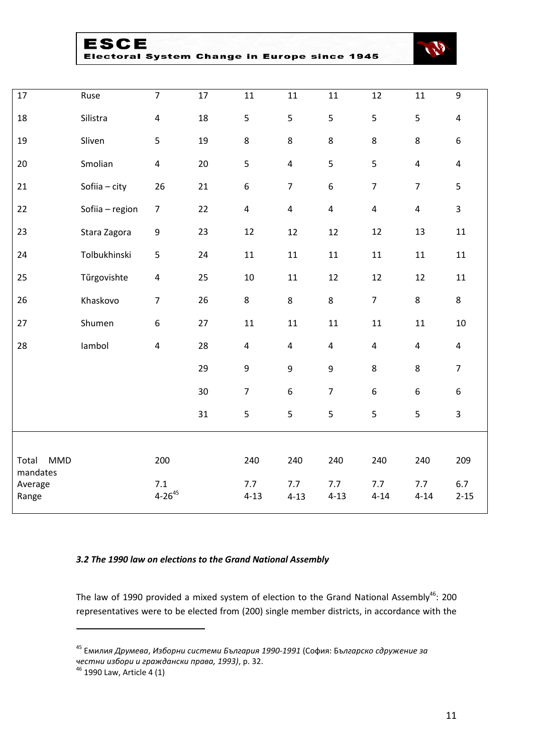| | | | | | | | | | |
|---|---|---|---|---|---|---|---|---|---|
| 17 | Ruse | 7 | 17 | 11 | 11 | 11 | 12 | 11 | 9 |
| 18 | Silistra | 4 | 18 | 5 | 5 | 5 | 5 | 5 | 4 |
| 19 | Sliven | 5 | 19 | 8 | 8 | 8 | 8 | 8 | 6 |
| 20 | Smolian | 4 | 20 | 5 | 4 | 5 | 5 | 4 | 4 |
| 21 | Sofiia – city | 26 | 21 | 6 | 7 | 6 | 7 | 7 | 5 |
| 22 | Sofiia – region | 7 | 22 | 4 | 4 | 4 | 4 | 4 | 3 |
| 23 | Stara Zagora | 9 | 23 | 12 | 12 | 12 | 12 | 13 | 11 |
| 24 | Tolbukhinski | 5 | 24 | 11 | 11 | 11 | 11 | 11 | 11 |
| 25 | Tŭrgovishte | 4 | 25 | 10 | 11 | 12 | 12 | 12 | 11 |
| 26 | Khaskovo | 7 | 26 | 8 | 8 | 8 | 7 | 8 | 8 |
| 27 | Shumen | 6 | 27 | 11 | 11 | 11 | 11 | 11 | 10 |
| 28 | Iambol | 4 | 28 | 4 | 4 | 4 | 4 | 4 | 4 |
| | | | 29 | 9 | 9 | 9 | 8 | 8 | 7 |
| | | | 30 | 7 | 6 | 7 | 6 | 6 | 6 |
| | | | 31 | 5 | 5 | 5 | 5 | 5 | 3 |
| Total MMD mandates | | 200 | | 240 | 240 | 240 | 240 | 240 | 209 |
| Average | | 7.1 | | 7.7 | 7.7 | 7.7 | 7.7 | 7.7 | 6.7 |
| Range | | 4-26[45] | | 4-13 | 4-13 | 4-13 | 4-14 | 4-14 | 2-15 |

### *3.2 The 1990 law on elections to the Grand National Assembly*

The law of 1990 provided a mixed system of election to the Grand National Assembly[46]: 200 representatives were to be elected from (200) single member districts, in accordance with the

[45] Емилия *Друмева*, *Изборни системи България 1990-1991* (София: *Българско сдружение за честни избори и граждански права, 1993)*, p. 32.

[46] 1990 Law, Article 4 (1)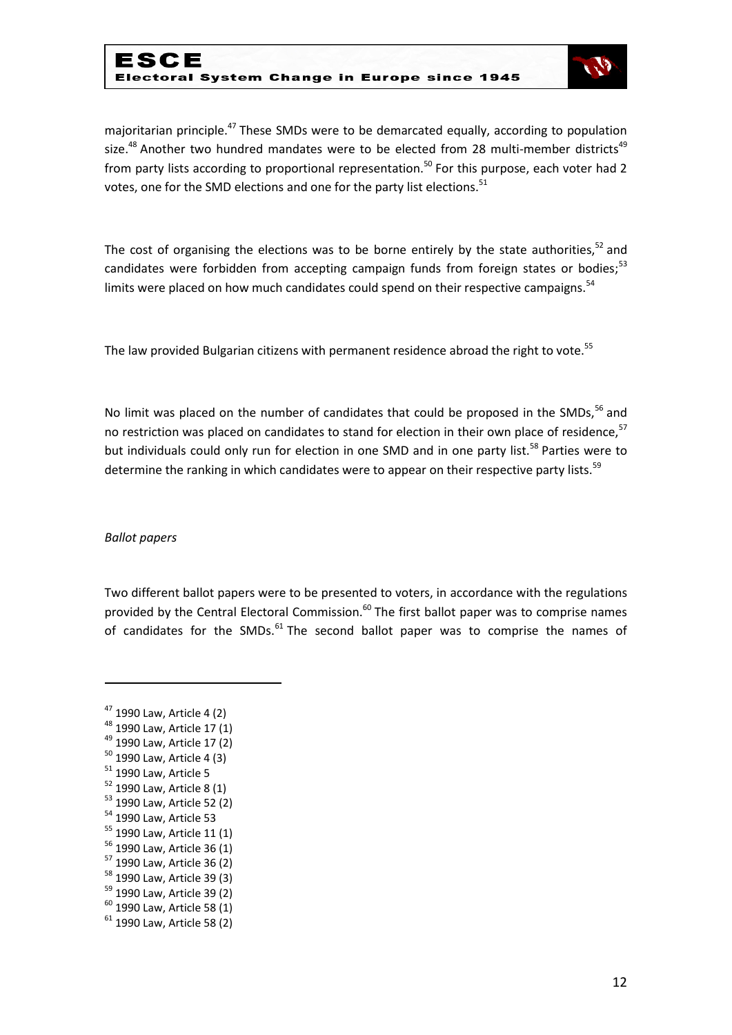majoritarian principle.[47] These SMDs were to be demarcated equally, according to population size.[48] Another two hundred mandates were to be elected from 28 multi-member districts[49] from party lists according to proportional representation.[50] For this purpose, each voter had 2 votes, one for the SMD elections and one for the party list elections.[51]

The cost of organising the elections was to be borne entirely by the state authorities,[52] and candidates were forbidden from accepting campaign funds from foreign states or bodies;[53] limits were placed on how much candidates could spend on their respective campaigns.[54]

The law provided Bulgarian citizens with permanent residence abroad the right to vote.[55]

No limit was placed on the number of candidates that could be proposed in the SMDs,[56] and no restriction was placed on candidates to stand for election in their own place of residence,[57] but individuals could only run for election in one SMD and in one party list.[58] Parties were to determine the ranking in which candidates were to appear on their respective party lists.[59]

*Ballot papers*

Two different ballot papers were to be presented to voters, in accordance with the regulations provided by the Central Electoral Commission.[60] The first ballot paper was to comprise names of candidates for the SMDs.[61] The second ballot paper was to comprise the names of

---

[47] 1990 Law, Article 4 (2)
[48] 1990 Law, Article 17 (1)
[49] 1990 Law, Article 17 (2)
[50] 1990 Law, Article 4 (3)
[51] 1990 Law, Article 5
[52] 1990 Law, Article 8 (1)
[53] 1990 Law, Article 52 (2)
[54] 1990 Law, Article 53
[55] 1990 Law, Article 11 (1)
[56] 1990 Law, Article 36 (1)
[57] 1990 Law, Article 36 (2)
[58] 1990 Law, Article 39 (3)
[59] 1990 Law, Article 39 (2)
[60] 1990 Law, Article 58 (1)
[61] 1990 Law, Article 58 (2)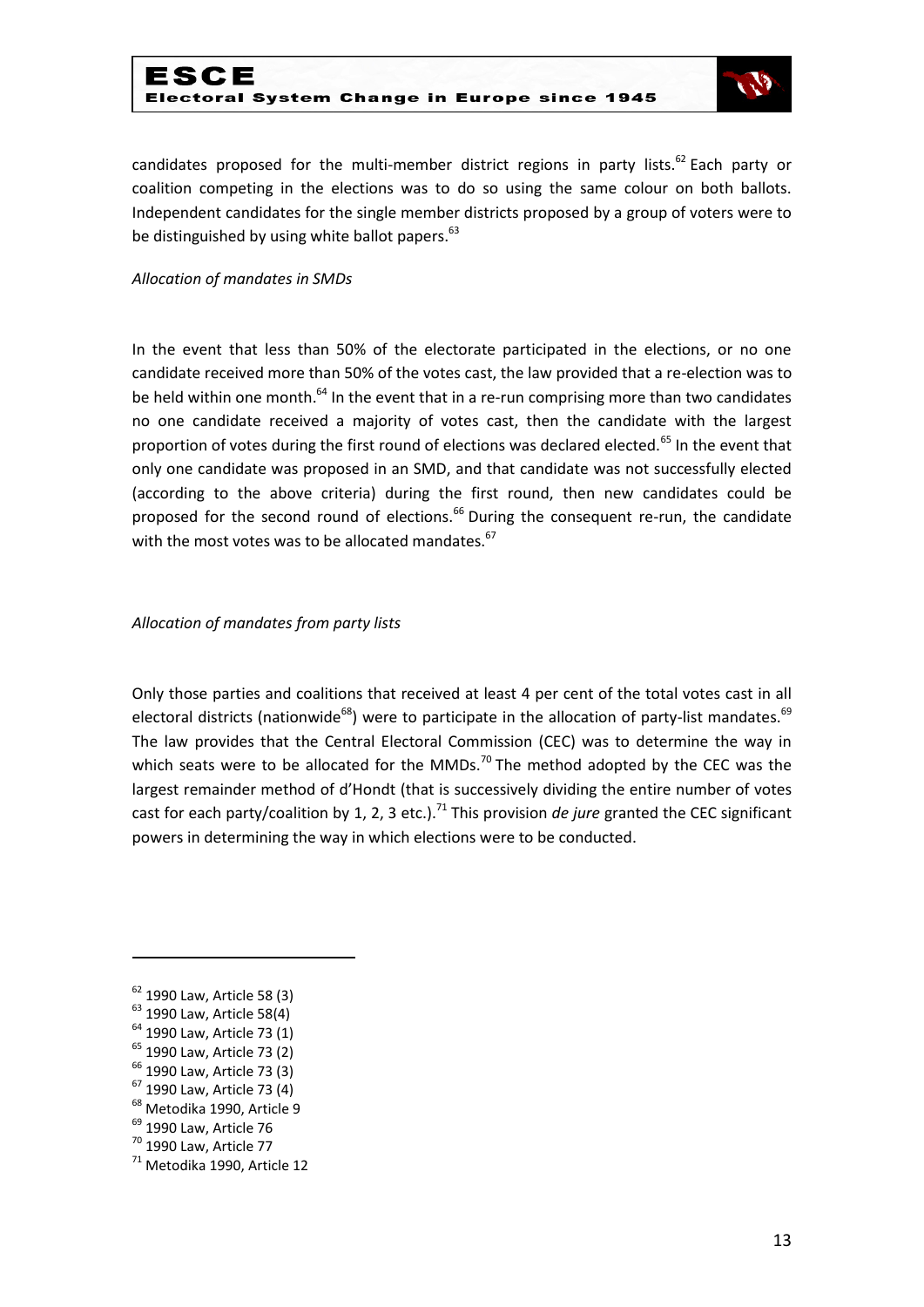candidates proposed for the multi-member district regions in party lists.[62] Each party or coalition competing in the elections was to do so using the same colour on both ballots. Independent candidates for the single member districts proposed by a group of voters were to be distinguished by using white ballot papers.[63]

*Allocation of mandates in SMDs*

In the event that less than 50% of the electorate participated in the elections, or no one candidate received more than 50% of the votes cast, the law provided that a re-election was to be held within one month.[64] In the event that in a re-run comprising more than two candidates no one candidate received a majority of votes cast, then the candidate with the largest proportion of votes during the first round of elections was declared elected.[65] In the event that only one candidate was proposed in an SMD, and that candidate was not successfully elected (according to the above criteria) during the first round, then new candidates could be proposed for the second round of elections.[66] During the consequent re-run, the candidate with the most votes was to be allocated mandates.[67]

*Allocation of mandates from party lists*

Only those parties and coalitions that received at least 4 per cent of the total votes cast in all electoral districts (nationwide[68]) were to participate in the allocation of party-list mandates.[69] The law provides that the Central Electoral Commission (CEC) was to determine the way in which seats were to be allocated for the MMDs.[70] The method adopted by the CEC was the largest remainder method of d'Hondt (that is successively dividing the entire number of votes cast for each party/coalition by 1, 2, 3 etc.).[71] This provision *de jure* granted the CEC significant powers in determining the way in which elections were to be conducted.

---

[62] 1990 Law, Article 58 (3)
[63] 1990 Law, Article 58(4)
[64] 1990 Law, Article 73 (1)
[65] 1990 Law, Article 73 (2)
[66] 1990 Law, Article 73 (3)
[67] 1990 Law, Article 73 (4)
[68] Metodika 1990, Article 9
[69] 1990 Law, Article 76
[70] 1990 Law, Article 77
[71] Metodika 1990, Article 12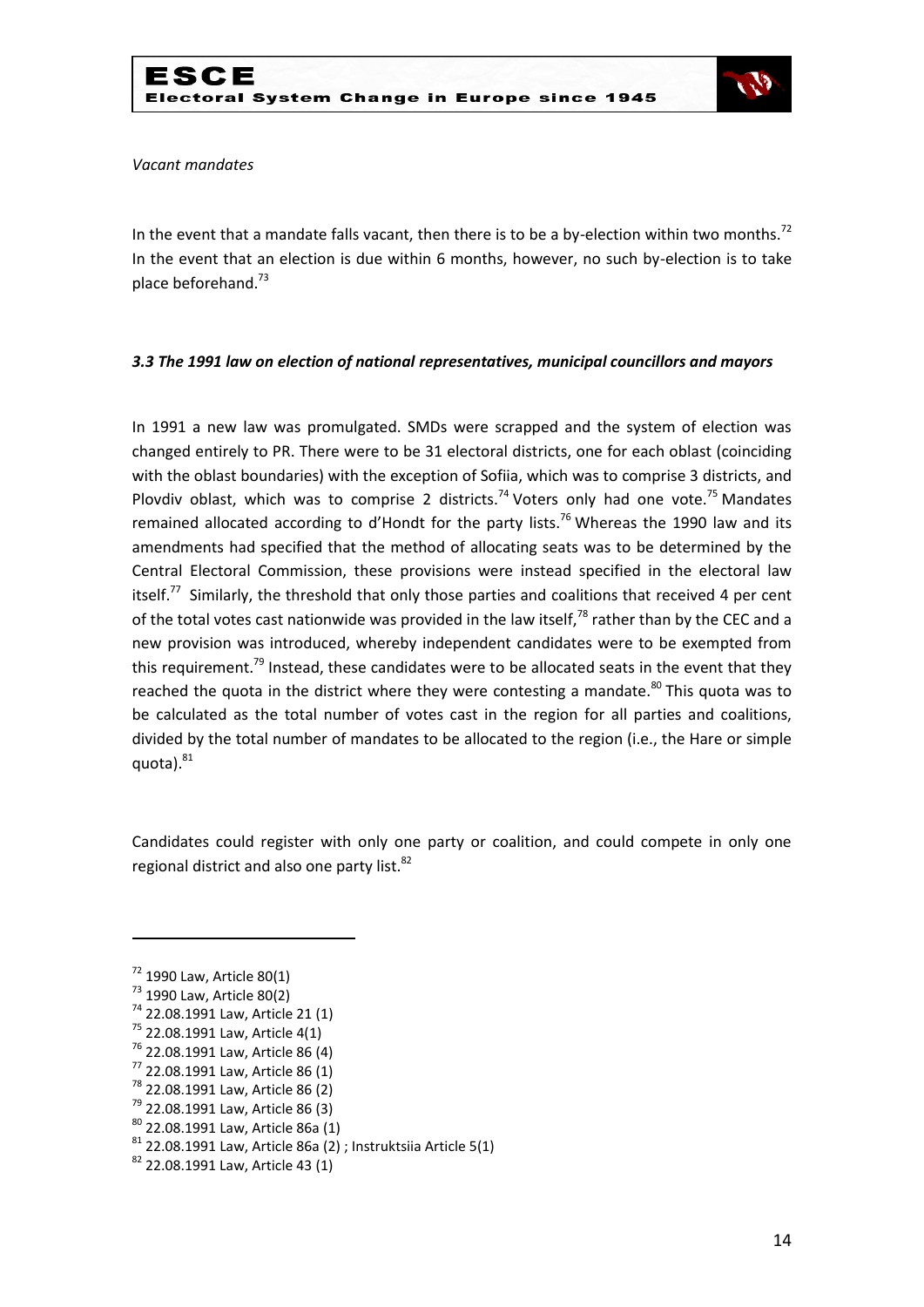*Vacant mandates*

In the event that a mandate falls vacant, then there is to be a by-election within two months.[72] In the event that an election is due within 6 months, however, no such by-election is to take place beforehand.[73]

### *3.3 The 1991 law on election of national representatives, municipal councillors and mayors*

In 1991 a new law was promulgated. SMDs were scrapped and the system of election was changed entirely to PR. There were to be 31 electoral districts, one for each oblast (coinciding with the oblast boundaries) with the exception of Sofiia, which was to comprise 3 districts, and Plovdiv oblast, which was to comprise 2 districts.[74] Voters only had one vote.[75] Mandates remained allocated according to d'Hondt for the party lists.[76] Whereas the 1990 law and its amendments had specified that the method of allocating seats was to be determined by the Central Electoral Commission, these provisions were instead specified in the electoral law itself.[77] Similarly, the threshold that only those parties and coalitions that received 4 per cent of the total votes cast nationwide was provided in the law itself,[78] rather than by the CEC and a new provision was introduced, whereby independent candidates were to be exempted from this requirement.[79] Instead, these candidates were to be allocated seats in the event that they reached the quota in the district where they were contesting a mandate.[80] This quota was to be calculated as the total number of votes cast in the region for all parties and coalitions, divided by the total number of mandates to be allocated to the region (i.e., the Hare or simple quota).[81]

Candidates could register with only one party or coalition, and could compete in only one regional district and also one party list.[82]

---

[72] 1990 Law, Article 80(1)
[73] 1990 Law, Article 80(2)
[74] 22.08.1991 Law, Article 21 (1)
[75] 22.08.1991 Law, Article 4(1)
[76] 22.08.1991 Law, Article 86 (4)
[77] 22.08.1991 Law, Article 86 (1)
[78] 22.08.1991 Law, Article 86 (2)
[79] 22.08.1991 Law, Article 86 (3)
[80] 22.08.1991 Law, Article 86a (1)
[81] 22.08.1991 Law, Article 86a (2) ; Instruktsiia Article 5(1)
[82] 22.08.1991 Law, Article 43 (1)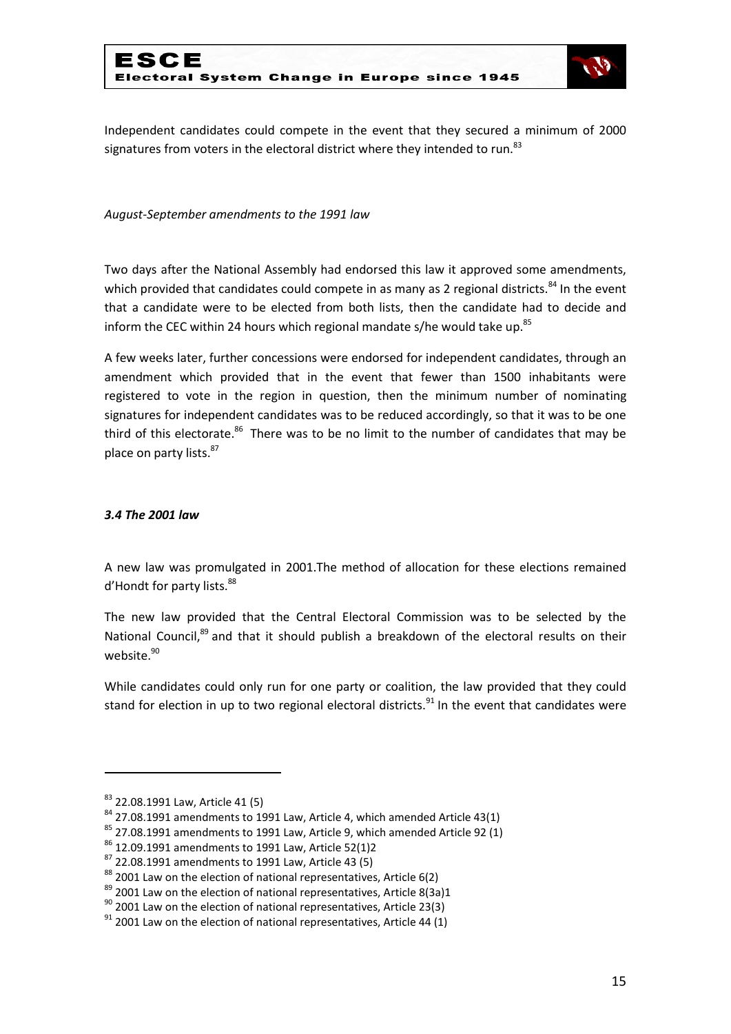Independent candidates could compete in the event that they secured a minimum of 2000 signatures from voters in the electoral district where they intended to run.[83]

*August-September amendments to the 1991 law*

Two days after the National Assembly had endorsed this law it approved some amendments, which provided that candidates could compete in as many as 2 regional districts.[84] In the event that a candidate were to be elected from both lists, then the candidate had to decide and inform the CEC within 24 hours which regional mandate s/he would take up.[85]

A few weeks later, further concessions were endorsed for independent candidates, through an amendment which provided that in the event that fewer than 1500 inhabitants were registered to vote in the region in question, then the minimum number of nominating signatures for independent candidates was to be reduced accordingly, so that it was to be one third of this electorate.[86] There was to be no limit to the number of candidates that may be place on party lists.[87]

### *3.4 The 2001 law*

A new law was promulgated in 2001.The method of allocation for these elections remained d'Hondt for party lists.[88]

The new law provided that the Central Electoral Commission was to be selected by the National Council,[89] and that it should publish a breakdown of the electoral results on their website.[90]

While candidates could only run for one party or coalition, the law provided that they could stand for election in up to two regional electoral districts.[91] In the event that candidates were

---

[83] 22.08.1991 Law, Article 41 (5)

[84] 27.08.1991 amendments to 1991 Law, Article 4, which amended Article 43(1)

[85] 27.08.1991 amendments to 1991 Law, Article 9, which amended Article 92 (1)

[86] 12.09.1991 amendments to 1991 Law, Article 52(1)2

[87] 22.08.1991 amendments to 1991 Law, Article 43 (5)

[88] 2001 Law on the election of national representatives, Article 6(2)

[89] 2001 Law on the election of national representatives, Article 8(3a)1

[90] 2001 Law on the election of national representatives, Article 23(3)

[91] 2001 Law on the election of national representatives, Article 44 (1)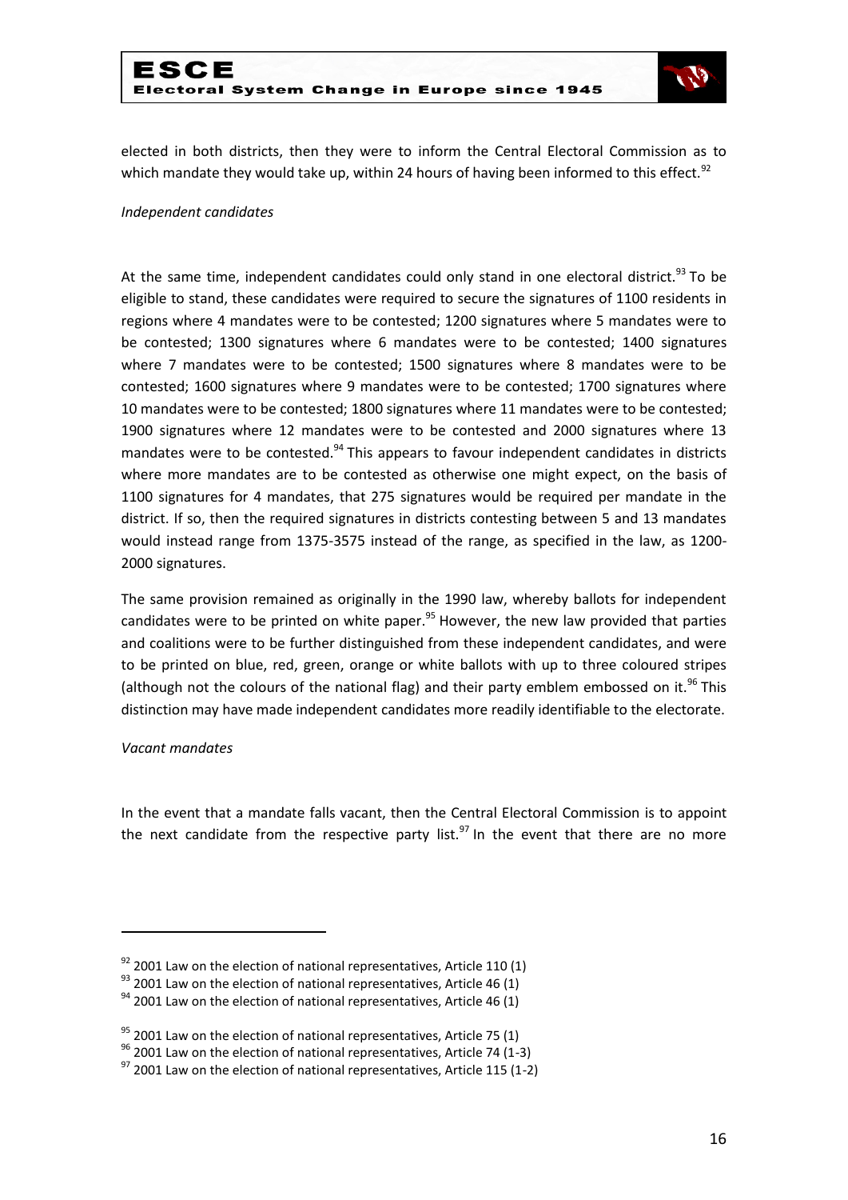elected in both districts, then they were to inform the Central Electoral Commission as to which mandate they would take up, within 24 hours of having been informed to this effect.[92]

*Independent candidates*

At the same time, independent candidates could only stand in one electoral district.[93] To be eligible to stand, these candidates were required to secure the signatures of 1100 residents in regions where 4 mandates were to be contested; 1200 signatures where 5 mandates were to be contested; 1300 signatures where 6 mandates were to be contested; 1400 signatures where 7 mandates were to be contested; 1500 signatures where 8 mandates were to be contested; 1600 signatures where 9 mandates were to be contested; 1700 signatures where 10 mandates were to be contested; 1800 signatures where 11 mandates were to be contested; 1900 signatures where 12 mandates were to be contested and 2000 signatures where 13 mandates were to be contested.[94] This appears to favour independent candidates in districts where more mandates are to be contested as otherwise one might expect, on the basis of 1100 signatures for 4 mandates, that 275 signatures would be required per mandate in the district. If so, then the required signatures in districts contesting between 5 and 13 mandates would instead range from 1375-3575 instead of the range, as specified in the law, as 1200-2000 signatures.

The same provision remained as originally in the 1990 law, whereby ballots for independent candidates were to be printed on white paper.[95] However, the new law provided that parties and coalitions were to be further distinguished from these independent candidates, and were to be printed on blue, red, green, orange or white ballots with up to three coloured stripes (although not the colours of the national flag) and their party emblem embossed on it.[96] This distinction may have made independent candidates more readily identifiable to the electorate.

*Vacant mandates*

In the event that a mandate falls vacant, then the Central Electoral Commission is to appoint the next candidate from the respective party list.[97] In the event that there are no more

---

[92] 2001 Law on the election of national representatives, Article 110 (1)

[93] 2001 Law on the election of national representatives, Article 46 (1)

[94] 2001 Law on the election of national representatives, Article 46 (1)

[95] 2001 Law on the election of national representatives, Article 75 (1)

[96] 2001 Law on the election of national representatives, Article 74 (1-3)

[97] 2001 Law on the election of national representatives, Article 115 (1-2)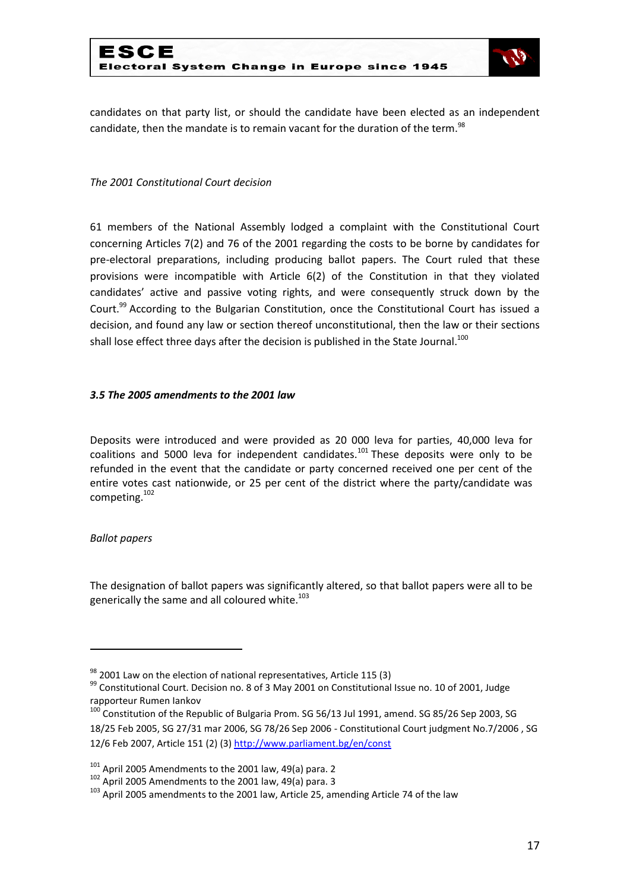candidates on that party list, or should the candidate have been elected as an independent candidate, then the mandate is to remain vacant for the duration of the term.[98]

*The 2001 Constitutional Court decision*

61 members of the National Assembly lodged a complaint with the Constitutional Court concerning Articles 7(2) and 76 of the 2001 regarding the costs to be borne by candidates for pre-electoral preparations, including producing ballot papers. The Court ruled that these provisions were incompatible with Article 6(2) of the Constitution in that they violated candidates' active and passive voting rights, and were consequently struck down by the Court.[99] According to the Bulgarian Constitution, once the Constitutional Court has issued a decision, and found any law or section thereof unconstitutional, then the law or their sections shall lose effect three days after the decision is published in the State Journal.[100]

### *3.5 The 2005 amendments to the 2001 law*

Deposits were introduced and were provided as 20 000 leva for parties, 40,000 leva for coalitions and 5000 leva for independent candidates.[101] These deposits were only to be refunded in the event that the candidate or party concerned received one per cent of the entire votes cast nationwide, or 25 per cent of the district where the party/candidate was competing.[102]

*Ballot papers*

The designation of ballot papers was significantly altered, so that ballot papers were all to be generically the same and all coloured white.[103]

---

[98] 2001 Law on the election of national representatives, Article 115 (3)

[99] Constitutional Court. Decision no. 8 of 3 May 2001 on Constitutional Issue no. 10 of 2001, Judge rapporteur Rumen Iankov

[100] Constitution of the Republic of Bulgaria Prom. SG 56/13 Jul 1991, amend. SG 85/26 Sep 2003, SG 18/25 Feb 2005, SG 27/31 mar 2006, SG 78/26 Sep 2006 - Constitutional Court judgment No.7/2006 , SG 12/6 Feb 2007, Article 151 (2) (3) http://www.parliament.bg/en/const

[101] April 2005 Amendments to the 2001 law, 49(a) para. 2

[102] April 2005 Amendments to the 2001 law, 49(a) para. 3

[103] April 2005 amendments to the 2001 law, Article 25, amending Article 74 of the law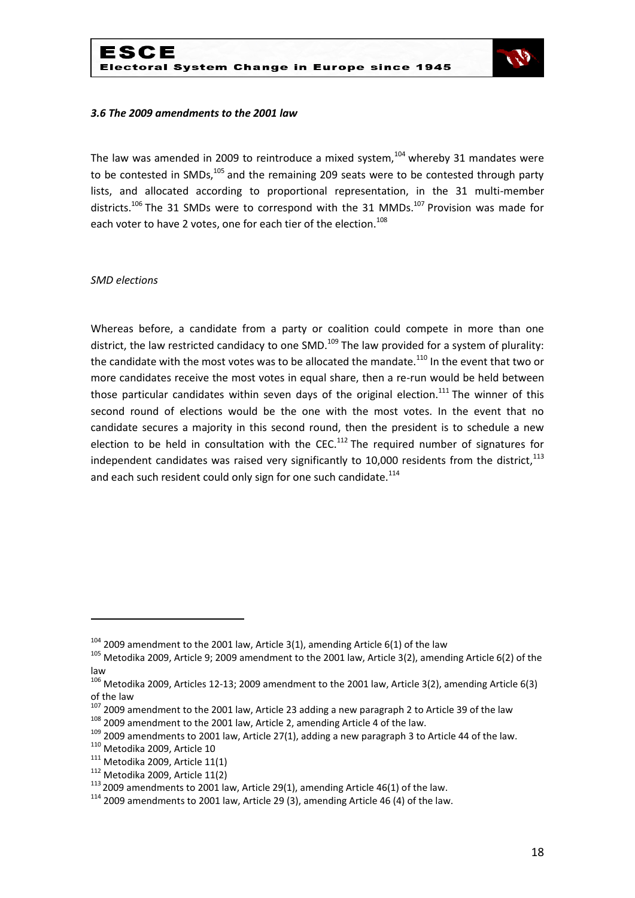### *3.6 The 2009 amendments to the 2001 law*

The law was amended in 2009 to reintroduce a mixed system,[104] whereby 31 mandates were to be contested in SMDs,[105] and the remaining 209 seats were to be contested through party lists, and allocated according to proportional representation, in the 31 multi-member districts.[106] The 31 SMDs were to correspond with the 31 MMDs.[107] Provision was made for each voter to have 2 votes, one for each tier of the election.[108]

*SMD elections*

Whereas before, a candidate from a party or coalition could compete in more than one district, the law restricted candidacy to one SMD.[109] The law provided for a system of plurality: the candidate with the most votes was to be allocated the mandate.[110] In the event that two or more candidates receive the most votes in equal share, then a re-run would be held between those particular candidates within seven days of the original election.[111] The winner of this second round of elections would be the one with the most votes. In the event that no candidate secures a majority in this second round, then the president is to schedule a new election to be held in consultation with the CEC.[112] The required number of signatures for independent candidates was raised very significantly to 10,000 residents from the district,[113] and each such resident could only sign for one such candidate.[114]

---

[104] 2009 amendment to the 2001 law, Article 3(1), amending Article 6(1) of the law

[105] Metodika 2009, Article 9; 2009 amendment to the 2001 law, Article 3(2), amending Article 6(2) of the law

[106] Metodika 2009, Articles 12-13; 2009 amendment to the 2001 law, Article 3(2), amending Article 6(3) of the law

[107] 2009 amendment to the 2001 law, Article 23 adding a new paragraph 2 to Article 39 of the law

[108] 2009 amendment to the 2001 law, Article 2, amending Article 4 of the law.

[109] 2009 amendments to 2001 law, Article 27(1), adding a new paragraph 3 to Article 44 of the law.

[110] Metodika 2009, Article 10

[111] Metodika 2009, Article 11(1)

[112] Metodika 2009, Article 11(2)

[113] 2009 amendments to 2001 law, Article 29(1), amending Article 46(1) of the law.

[114] 2009 amendments to 2001 law, Article 29 (3), amending Article 46 (4) of the law.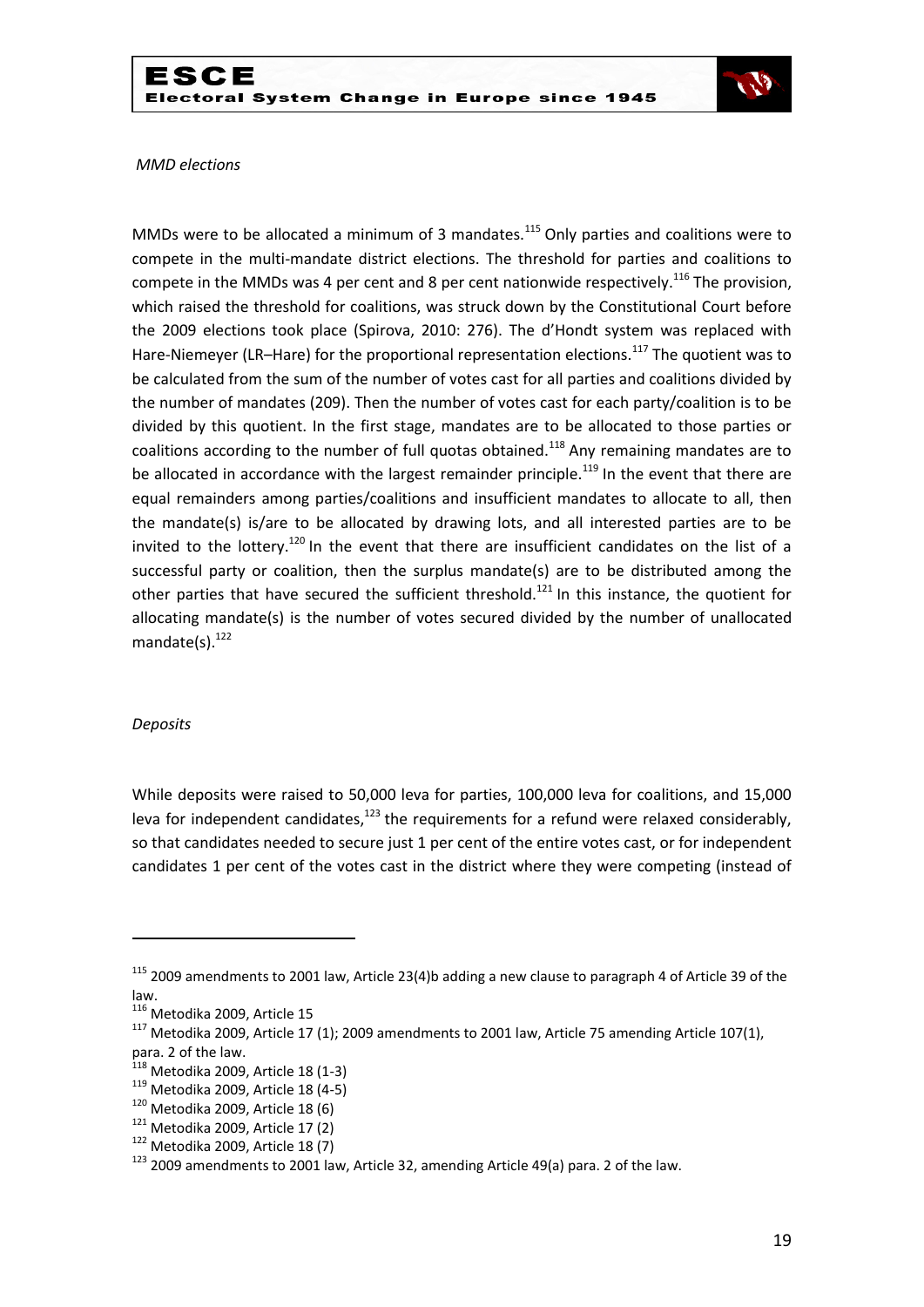*MMD elections*

MMDs were to be allocated a minimum of 3 mandates.[115] Only parties and coalitions were to compete in the multi-mandate district elections. The threshold for parties and coalitions to compete in the MMDs was 4 per cent and 8 per cent nationwide respectively.[116] The provision, which raised the threshold for coalitions, was struck down by the Constitutional Court before the 2009 elections took place (Spirova, 2010: 276). The d'Hondt system was replaced with Hare-Niemeyer (LR–Hare) for the proportional representation elections.[117] The quotient was to be calculated from the sum of the number of votes cast for all parties and coalitions divided by the number of mandates (209). Then the number of votes cast for each party/coalition is to be divided by this quotient. In the first stage, mandates are to be allocated to those parties or coalitions according to the number of full quotas obtained.[118] Any remaining mandates are to be allocated in accordance with the largest remainder principle.[119] In the event that there are equal remainders among parties/coalitions and insufficient mandates to allocate to all, then the mandate(s) is/are to be allocated by drawing lots, and all interested parties are to be invited to the lottery.[120] In the event that there are insufficient candidates on the list of a successful party or coalition, then the surplus mandate(s) are to be distributed among the other parties that have secured the sufficient threshold.[121] In this instance, the quotient for allocating mandate(s) is the number of votes secured divided by the number of unallocated mandate(s).[122]

*Deposits*

While deposits were raised to 50,000 leva for parties, 100,000 leva for coalitions, and 15,000 leva for independent candidates,[123] the requirements for a refund were relaxed considerably, so that candidates needed to secure just 1 per cent of the entire votes cast, or for independent candidates 1 per cent of the votes cast in the district where they were competing (instead of

---

[115] 2009 amendments to 2001 law, Article 23(4)b adding a new clause to paragraph 4 of Article 39 of the law.

[116] Metodika 2009, Article 15

[117] Metodika 2009, Article 17 (1); 2009 amendments to 2001 law, Article 75 amending Article 107(1), para. 2 of the law.

[118] Metodika 2009, Article 18 (1-3)

[119] Metodika 2009, Article 18 (4-5)

[120] Metodika 2009, Article 18 (6)

[121] Metodika 2009, Article 17 (2)

[122] Metodika 2009, Article 18 (7)

[123] 2009 amendments to 2001 law, Article 32, amending Article 49(a) para. 2 of the law.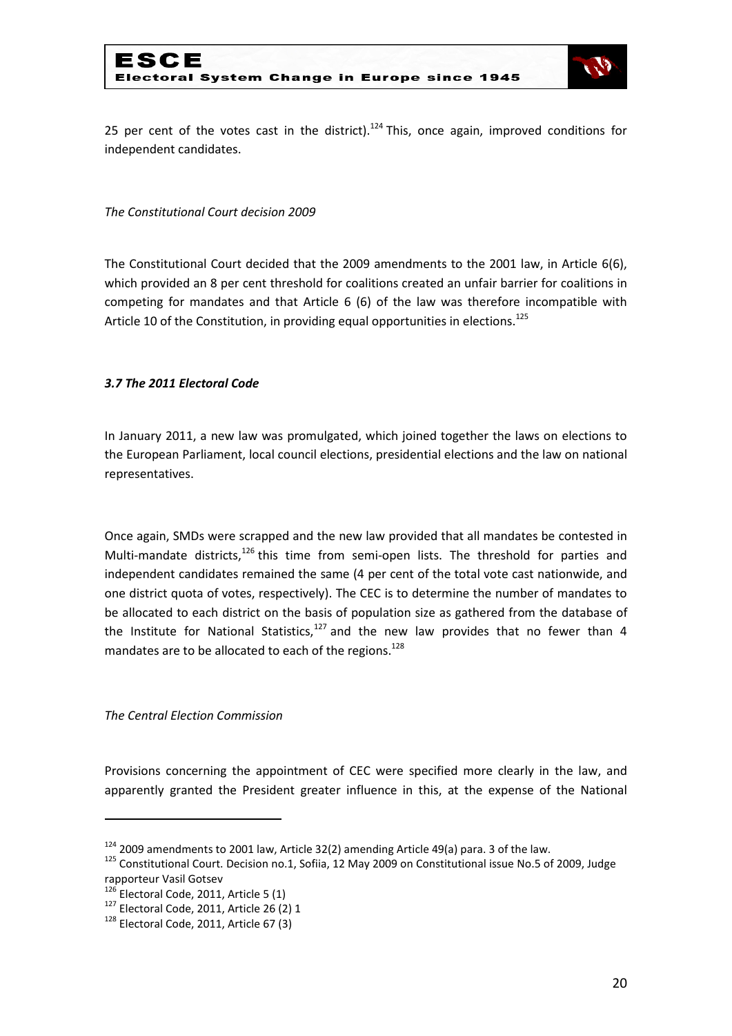25 per cent of the votes cast in the district).[124] This, once again, improved conditions for independent candidates.

*The Constitutional Court decision 2009*

The Constitutional Court decided that the 2009 amendments to the 2001 law, in Article 6(6), which provided an 8 per cent threshold for coalitions created an unfair barrier for coalitions in competing for mandates and that Article 6 (6) of the law was therefore incompatible with Article 10 of the Constitution, in providing equal opportunities in elections.[125]

### *3.7 The 2011 Electoral Code*

In January 2011, a new law was promulgated, which joined together the laws on elections to the European Parliament, local council elections, presidential elections and the law on national representatives.

Once again, SMDs were scrapped and the new law provided that all mandates be contested in Multi-mandate districts,[126] this time from semi-open lists. The threshold for parties and independent candidates remained the same (4 per cent of the total vote cast nationwide, and one district quota of votes, respectively). The CEC is to determine the number of mandates to be allocated to each district on the basis of population size as gathered from the database of the Institute for National Statistics,[127] and the new law provides that no fewer than 4 mandates are to be allocated to each of the regions.[128]

*The Central Election Commission*

Provisions concerning the appointment of CEC were specified more clearly in the law, and apparently granted the President greater influence in this, at the expense of the National

---

[124] 2009 amendments to 2001 law, Article 32(2) amending Article 49(a) para. 3 of the law.

[125] Constitutional Court. Decision no.1, Sofiia, 12 May 2009 on Constitutional issue No.5 of 2009, Judge rapporteur Vasil Gotsev

[126] Electoral Code, 2011, Article 5 (1)

[127] Electoral Code, 2011, Article 26 (2) 1

[128] Electoral Code, 2011, Article 67 (3)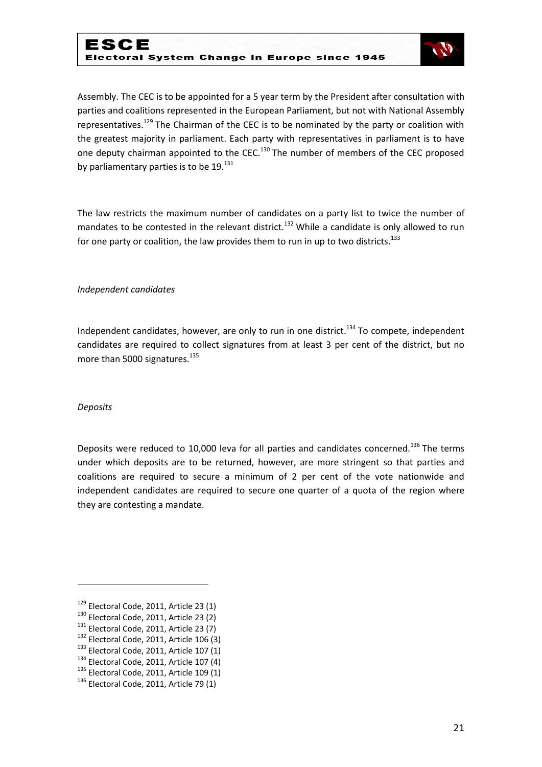Assembly. The CEC is to be appointed for a 5 year term by the President after consultation with parties and coalitions represented in the European Parliament, but not with National Assembly representatives.[129] The Chairman of the CEC is to be nominated by the party or coalition with the greatest majority in parliament. Each party with representatives in parliament is to have one deputy chairman appointed to the CEC.[130] The number of members of the CEC proposed by parliamentary parties is to be 19.[131]

The law restricts the maximum number of candidates on a party list to twice the number of mandates to be contested in the relevant district.[132] While a candidate is only allowed to run for one party or coalition, the law provides them to run in up to two districts.[133]

*Independent candidates*

Independent candidates, however, are only to run in one district.[134] To compete, independent candidates are required to collect signatures from at least 3 per cent of the district, but no more than 5000 signatures.[135]

*Deposits*

Deposits were reduced to 10,000 leva for all parties and candidates concerned.[136] The terms under which deposits are to be returned, however, are more stringent so that parties and coalitions are required to secure a minimum of 2 per cent of the vote nationwide and independent candidates are required to secure one quarter of a quota of the region where they are contesting a mandate.

---

[129] Electoral Code, 2011, Article 23 (1)
[130] Electoral Code, 2011, Article 23 (2)
[131] Electoral Code, 2011, Article 23 (7)
[132] Electoral Code, 2011, Article 106 (3)
[133] Electoral Code, 2011, Article 107 (1)
[134] Electoral Code, 2011, Article 107 (4)
[135] Electoral Code, 2011, Article 109 (1)
[136] Electoral Code, 2011, Article 79 (1)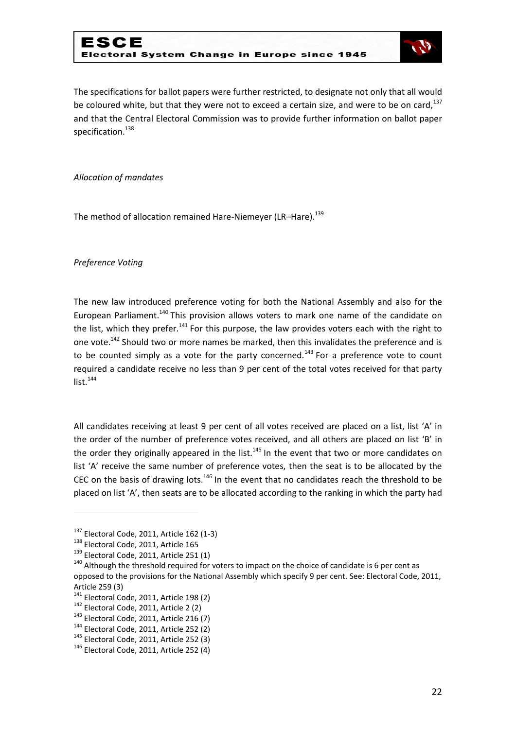The specifications for ballot papers were further restricted, to designate not only that all would be coloured white, but that they were not to exceed a certain size, and were to be on card,[137] and that the Central Electoral Commission was to provide further information on ballot paper specification.[138]

*Allocation of mandates*

The method of allocation remained Hare-Niemeyer (LR–Hare).[139]

*Preference Voting*

The new law introduced preference voting for both the National Assembly and also for the European Parliament.[140] This provision allows voters to mark one name of the candidate on the list, which they prefer.[141] For this purpose, the law provides voters each with the right to one vote.[142] Should two or more names be marked, then this invalidates the preference and is to be counted simply as a vote for the party concerned.[143] For a preference vote to count required a candidate receive no less than 9 per cent of the total votes received for that party list.[144]

All candidates receiving at least 9 per cent of all votes received are placed on a list, list 'A' in the order of the number of preference votes received, and all others are placed on list 'B' in the order they originally appeared in the list.[145] In the event that two or more candidates on list 'A' receive the same number of preference votes, then the seat is to be allocated by the CEC on the basis of drawing lots.[146] In the event that no candidates reach the threshold to be placed on list 'A', then seats are to be allocated according to the ranking in which the party had

---

[137] Electoral Code, 2011, Article 162 (1-3)

[138] Electoral Code, 2011, Article 165

[139] Electoral Code, 2011, Article 251 (1)

[140] Although the threshold required for voters to impact on the choice of candidate is 6 per cent as opposed to the provisions for the National Assembly which specify 9 per cent. See: Electoral Code, 2011, Article 259 (3)

[141] Electoral Code, 2011, Article 198 (2)

[142] Electoral Code, 2011, Article 2 (2)

[143] Electoral Code, 2011, Article 216 (7)

[144] Electoral Code, 2011, Article 252 (2)

[145] Electoral Code, 2011, Article 252 (3)

[146] Electoral Code, 2011, Article 252 (4)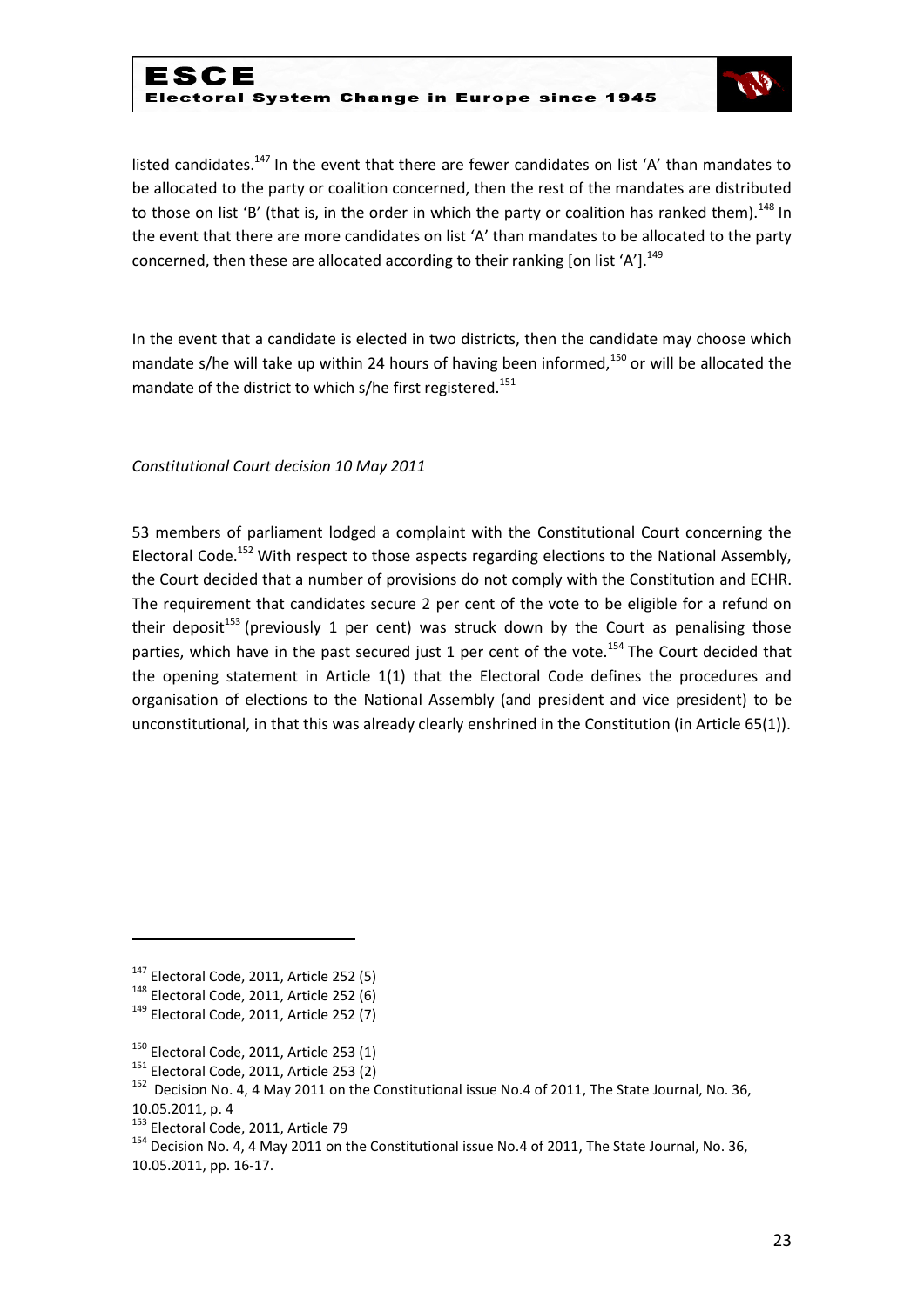listed candidates.[147] In the event that there are fewer candidates on list 'A' than mandates to be allocated to the party or coalition concerned, then the rest of the mandates are distributed to those on list 'B' (that is, in the order in which the party or coalition has ranked them).[148] In the event that there are more candidates on list 'A' than mandates to be allocated to the party concerned, then these are allocated according to their ranking [on list 'A'].[149]

In the event that a candidate is elected in two districts, then the candidate may choose which mandate s/he will take up within 24 hours of having been informed,[150] or will be allocated the mandate of the district to which s/he first registered.[151]

*Constitutional Court decision 10 May 2011*

53 members of parliament lodged a complaint with the Constitutional Court concerning the Electoral Code.[152] With respect to those aspects regarding elections to the National Assembly, the Court decided that a number of provisions do not comply with the Constitution and ECHR. The requirement that candidates secure 2 per cent of the vote to be eligible for a refund on their deposit[153] (previously 1 per cent) was struck down by the Court as penalising those parties, which have in the past secured just 1 per cent of the vote.[154] The Court decided that the opening statement in Article 1(1) that the Electoral Code defines the procedures and organisation of elections to the National Assembly (and president and vice president) to be unconstitutional, in that this was already clearly enshrined in the Constitution (in Article 65(1)).

---

[147] Electoral Code, 2011, Article 252 (5)
[148] Electoral Code, 2011, Article 252 (6)
[149] Electoral Code, 2011, Article 252 (7)

[150] Electoral Code, 2011, Article 253 (1)
[151] Electoral Code, 2011, Article 253 (2)
[152] Decision No. 4, 4 May 2011 on the Constitutional issue No.4 of 2011, The State Journal, No. 36, 10.05.2011, p. 4
[153] Electoral Code, 2011, Article 79
[154] Decision No. 4, 4 May 2011 on the Constitutional issue No.4 of 2011, The State Journal, No. 36, 10.05.2011, pp. 16-17.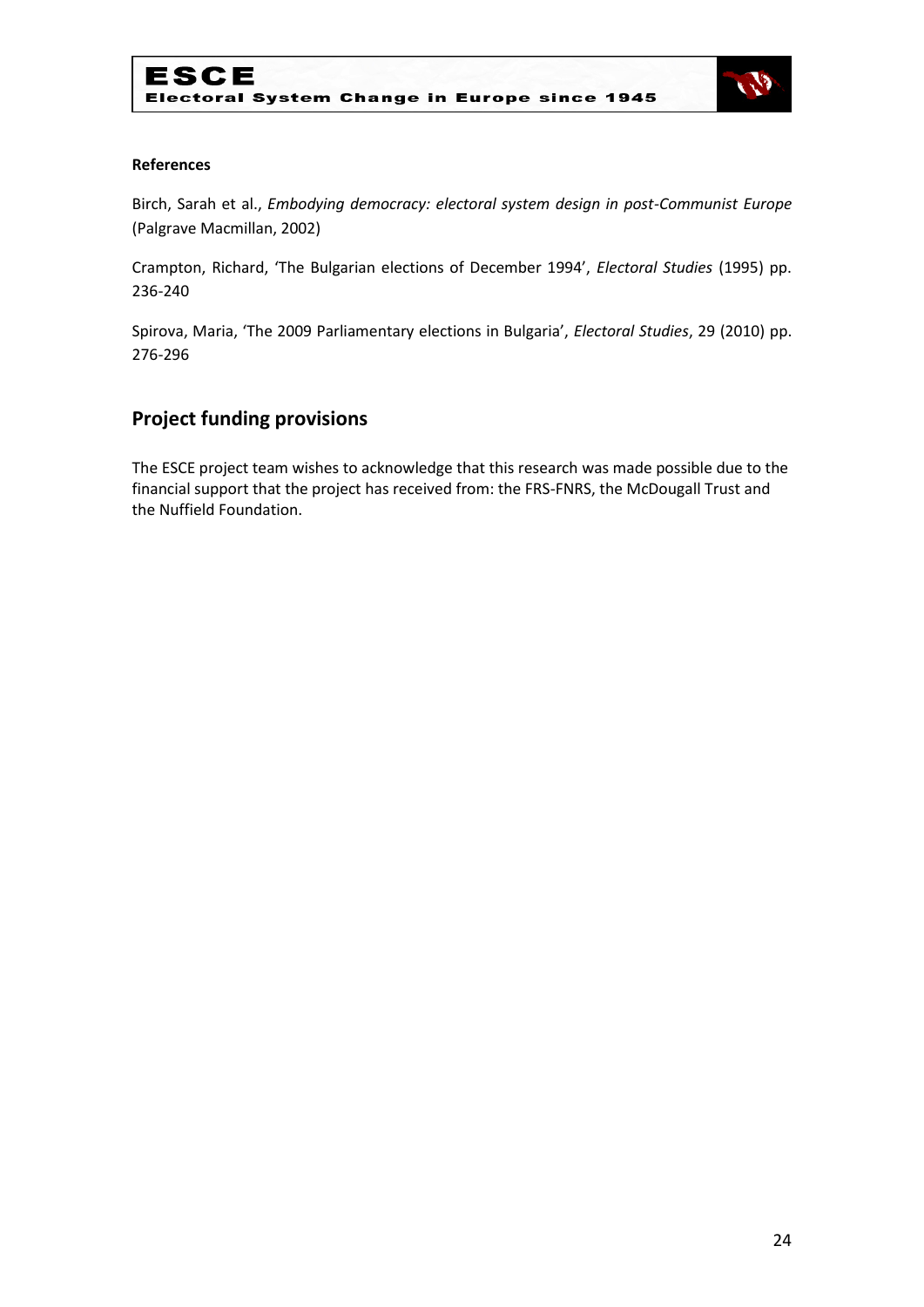**References**

Birch, Sarah et al., *Embodying democracy: electoral system design in post-Communist Europe* (Palgrave Macmillan, 2002)

Crampton, Richard, 'The Bulgarian elections of December 1994', *Electoral Studies* (1995) pp. 236-240

Spirova, Maria, 'The 2009 Parliamentary elections in Bulgaria', *Electoral Studies*, 29 (2010) pp. 276-296

## Project funding provisions

The ESCE project team wishes to acknowledge that this research was made possible due to the financial support that the project has received from: the FRS-FNRS, the McDougall Trust and the Nuffield Foundation.